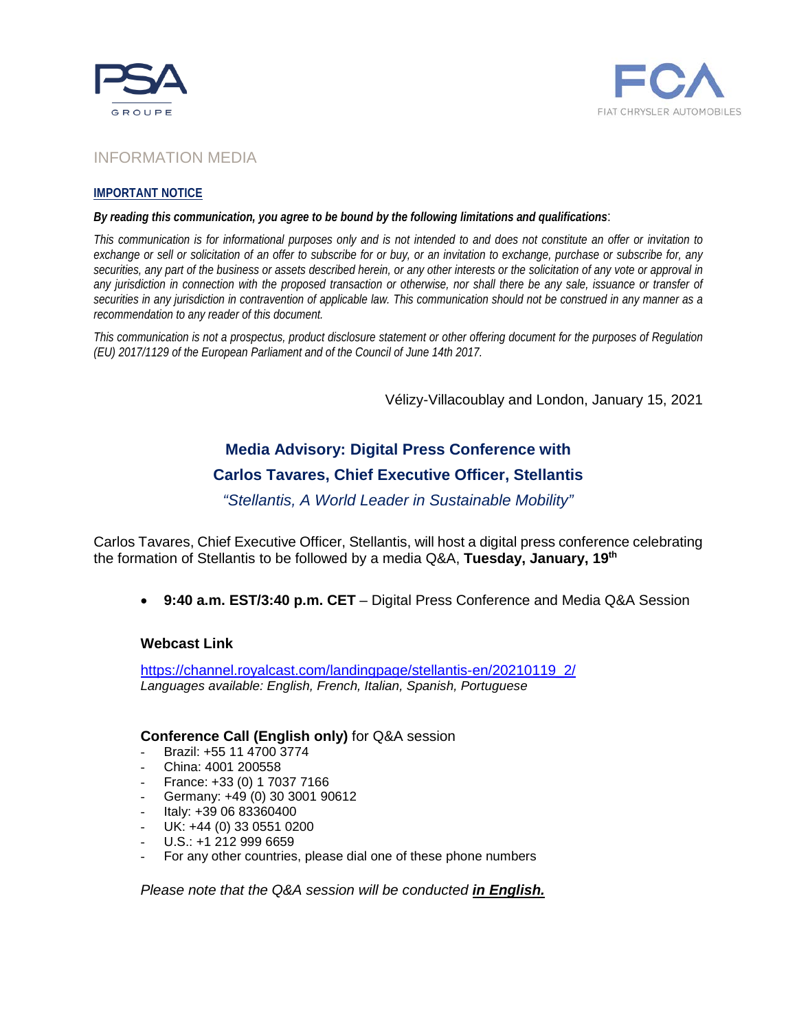PSA GROUPE

FCA FIAT CHRYSLER AUTOMOBILES

INFORMATION MEDIA

**IMPORTANT NOTICE**

***By reading this communication, you agree to be bound by the following limitations and qualifications***:

*This communication is for informational purposes only and is not intended to and does not constitute an offer or invitation to exchange or sell or solicitation of an offer to subscribe for or buy, or an invitation to exchange, purchase or subscribe for, any securities, any part of the business or assets described herein, or any other interests or the solicitation of any vote or approval in any jurisdiction in connection with the proposed transaction or otherwise, nor shall there be any sale, issuance or transfer of securities in any jurisdiction in contravention of applicable law. This communication should not be construed in any manner as a recommendation to any reader of this document.*

*This communication is not a prospectus, product disclosure statement or other offering document for the purposes of Regulation (EU) 2017/1129 of the European Parliament and of the Council of June 14th 2017.*

Vélizy-Villacoublay and London, January 15, 2021

## Media Advisory: Digital Press Conference with Carlos Tavares, Chief Executive Officer, Stellantis

*"Stellantis, A World Leader in Sustainable Mobility"*

Carlos Tavares, Chief Executive Officer, Stellantis, will host a digital press conference celebrating the formation of Stellantis to be followed by a media Q&A, **Tuesday, January, 19th**

- **9:40 a.m. EST/3:40 p.m. CET** – Digital Press Conference and Media Q&A Session

**Webcast Link**

https://channel.royalcast.com/landingpage/stellantis-en/20210119_2/
*Languages available: English, French, Italian, Spanish, Portuguese*

**Conference Call (English only)** for Q&A session

- Brazil: +55 11 4700 3774
- China: 4001 200558
- France: +33 (0) 1 7037 7166
- Germany: +49 (0) 30 3001 90612
- Italy: +39 06 83360400
- UK: +44 (0) 33 0551 0200
- U.S.: +1 212 999 6659
- For any other countries, please dial one of these phone numbers

*Please note that the Q&A session will be conducted **in English.***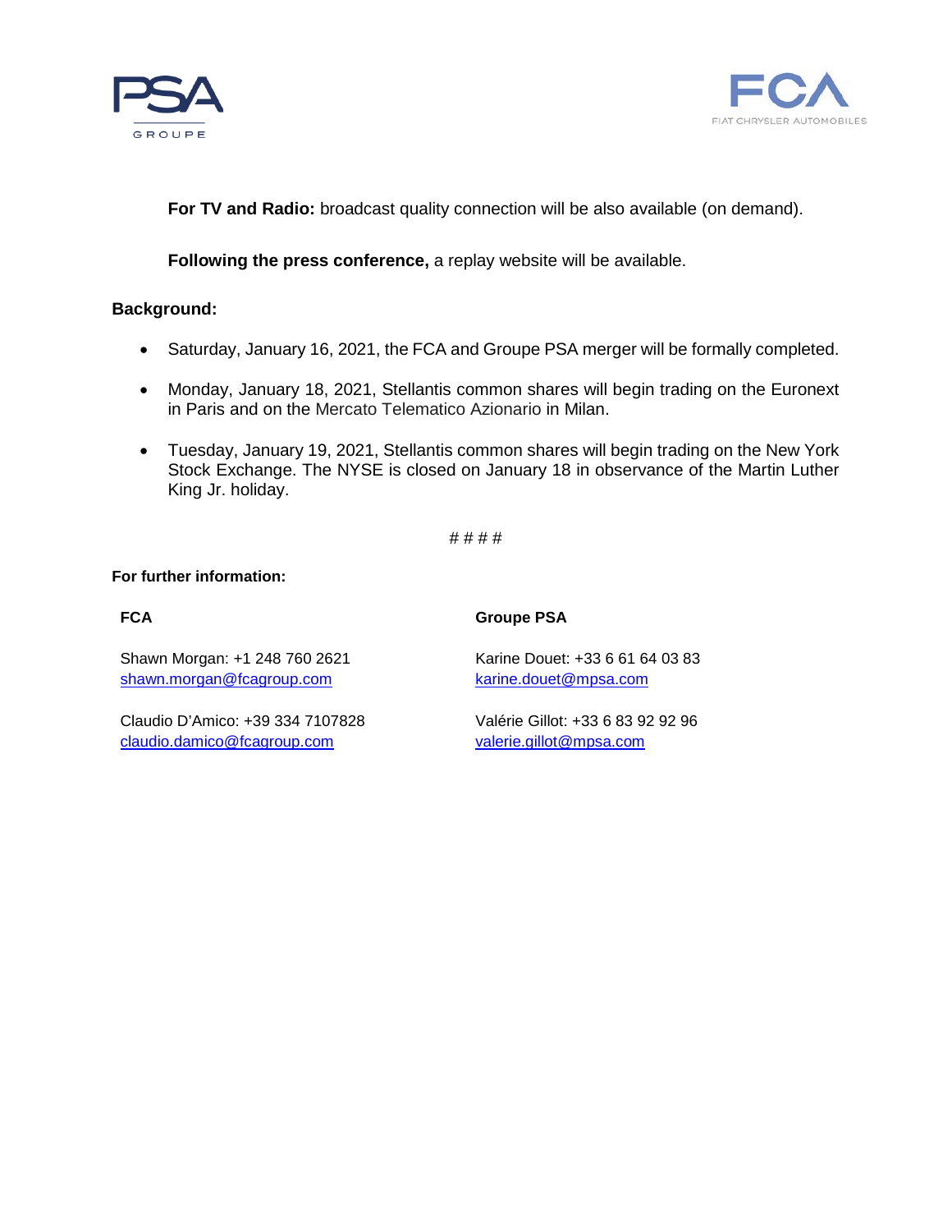**For TV and Radio:** broadcast quality connection will be also available (on demand).

**Following the press conference,** a replay website will be available.

**Background:**

- Saturday, January 16, 2021, the FCA and Groupe PSA merger will be formally completed.
- Monday, January 18, 2021, Stellantis common shares will begin trading on the Euronext in Paris and on the Mercato Telematico Azionario in Milan.
- Tuesday, January 19, 2021, Stellantis common shares will begin trading on the New York Stock Exchange. The NYSE is closed on January 18 in observance of the Martin Luther King Jr. holiday.

# # # #

**For further information:**

**FCA**

Shawn Morgan: +1 248 760 2621
shawn.morgan@fcagroup.com

Claudio D'Amico: +39 334 7107828
claudio.damico@fcagroup.com

**Groupe PSA**

Karine Douet: +33 6 61 64 03 83
karine.douet@mpsa.com

Valérie Gillot: +33 6 83 92 92 96
valerie.gillot@mpsa.com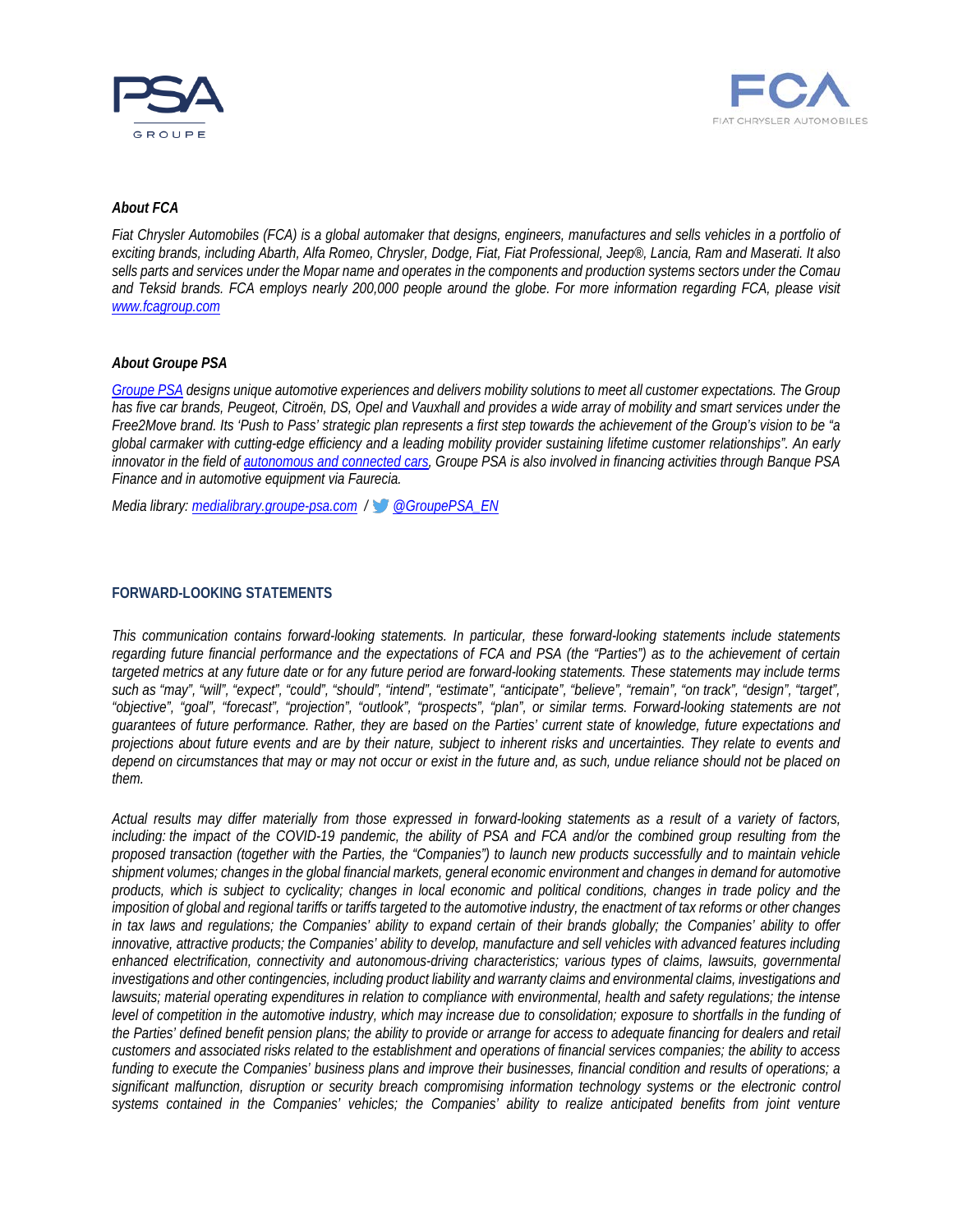*About FCA*

*Fiat Chrysler Automobiles (FCA) is a global automaker that designs, engineers, manufactures and sells vehicles in a portfolio of exciting brands, including Abarth, Alfa Romeo, Chrysler, Dodge, Fiat, Fiat Professional, Jeep®, Lancia, Ram and Maserati. It also sells parts and services under the Mopar name and operates in the components and production systems sectors under the Comau and Teksid brands. FCA employs nearly 200,000 people around the globe. For more information regarding FCA, please visit [www.fcagroup.com](www.fcagroup.com)*

*About Groupe PSA*

*Groupe PSA designs unique automotive experiences and delivers mobility solutions to meet all customer expectations. The Group has five car brands, Peugeot, Citroën, DS, Opel and Vauxhall and provides a wide array of mobility and smart services under the Free2Move brand. Its 'Push to Pass' strategic plan represents a first step towards the achievement of the Group's vision to be "a global carmaker with cutting-edge efficiency and a leading mobility provider sustaining lifetime customer relationships". An early innovator in the field of autonomous and connected cars, Groupe PSA is also involved in financing activities through Banque PSA Finance and in automotive equipment via Faurecia.*

*Media library: medialibrary.groupe-psa.com / @GroupePSA_EN*

## FORWARD-LOOKING STATEMENTS

*This communication contains forward-looking statements. In particular, these forward-looking statements include statements regarding future financial performance and the expectations of FCA and PSA (the "Parties") as to the achievement of certain targeted metrics at any future date or for any future period are forward-looking statements. These statements may include terms such as "may", "will", "expect", "could", "should", "intend", "estimate", "anticipate", "believe", "remain", "on track", "design", "target", "objective", "goal", "forecast", "projection", "outlook", "prospects", "plan", or similar terms. Forward-looking statements are not guarantees of future performance. Rather, they are based on the Parties' current state of knowledge, future expectations and projections about future events and are by their nature, subject to inherent risks and uncertainties. They relate to events and depend on circumstances that may or may not occur or exist in the future and, as such, undue reliance should not be placed on them.*

*Actual results may differ materially from those expressed in forward-looking statements as a result of a variety of factors, including: the impact of the COVID-19 pandemic, the ability of PSA and FCA and/or the combined group resulting from the proposed transaction (together with the Parties, the "Companies") to launch new products successfully and to maintain vehicle shipment volumes; changes in the global financial markets, general economic environment and changes in demand for automotive products, which is subject to cyclicality; changes in local economic and political conditions, changes in trade policy and the imposition of global and regional tariffs or tariffs targeted to the automotive industry, the enactment of tax reforms or other changes in tax laws and regulations; the Companies' ability to expand certain of their brands globally; the Companies' ability to offer innovative, attractive products; the Companies' ability to develop, manufacture and sell vehicles with advanced features including enhanced electrification, connectivity and autonomous-driving characteristics; various types of claims, lawsuits, governmental investigations and other contingencies, including product liability and warranty claims and environmental claims, investigations and lawsuits; material operating expenditures in relation to compliance with environmental, health and safety regulations; the intense level of competition in the automotive industry, which may increase due to consolidation; exposure to shortfalls in the funding of the Parties' defined benefit pension plans; the ability to provide or arrange for access to adequate financing for dealers and retail customers and associated risks related to the establishment and operations of financial services companies; the ability to access funding to execute the Companies' business plans and improve their businesses, financial condition and results of operations; a significant malfunction, disruption or security breach compromising information technology systems or the electronic control systems contained in the Companies' vehicles; the Companies' ability to realize anticipated benefits from joint venture*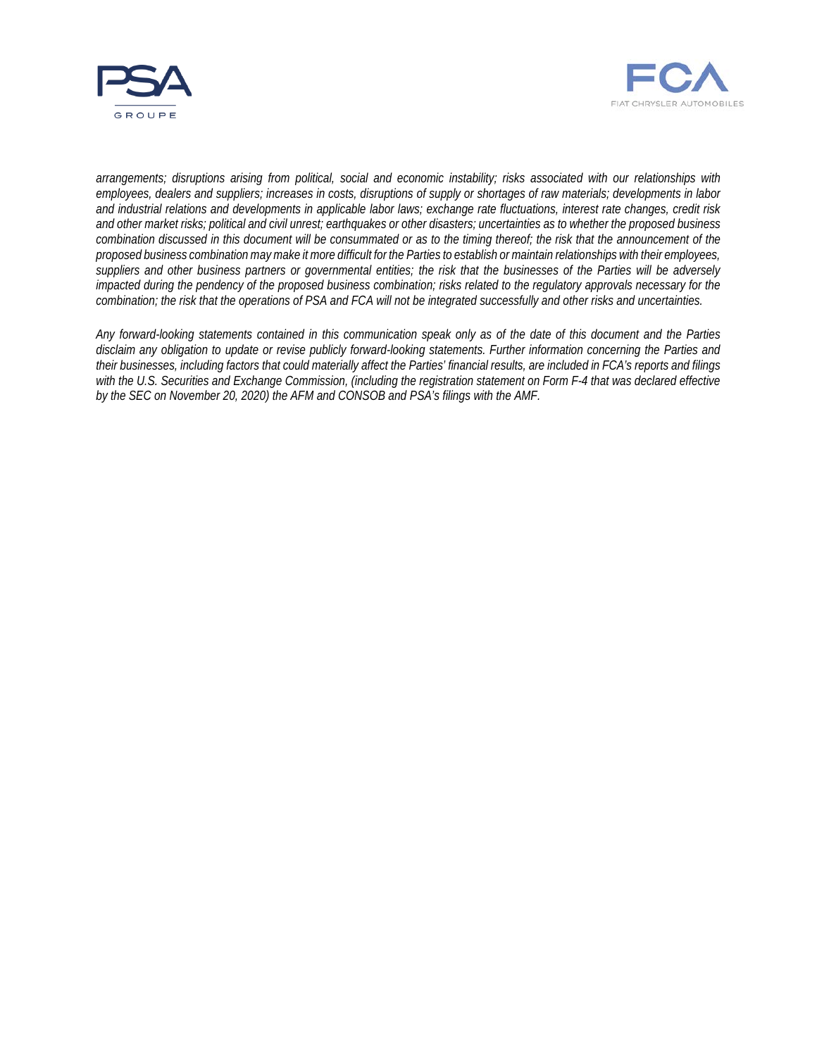*arrangements; disruptions arising from political, social and economic instability; risks associated with our relationships with employees, dealers and suppliers; increases in costs, disruptions of supply or shortages of raw materials; developments in labor and industrial relations and developments in applicable labor laws; exchange rate fluctuations, interest rate changes, credit risk and other market risks; political and civil unrest; earthquakes or other disasters; uncertainties as to whether the proposed business combination discussed in this document will be consummated or as to the timing thereof; the risk that the announcement of the proposed business combination may make it more difficult for the Parties to establish or maintain relationships with their employees, suppliers and other business partners or governmental entities; the risk that the businesses of the Parties will be adversely impacted during the pendency of the proposed business combination; risks related to the regulatory approvals necessary for the combination; the risk that the operations of PSA and FCA will not be integrated successfully and other risks and uncertainties.*

*Any forward-looking statements contained in this communication speak only as of the date of this document and the Parties disclaim any obligation to update or revise publicly forward-looking statements. Further information concerning the Parties and their businesses, including factors that could materially affect the Parties' financial results, are included in FCA's reports and filings with the U.S. Securities and Exchange Commission, (including the registration statement on Form F-4 that was declared effective by the SEC on November 20, 2020) the AFM and CONSOB and PSA's filings with the AMF.*